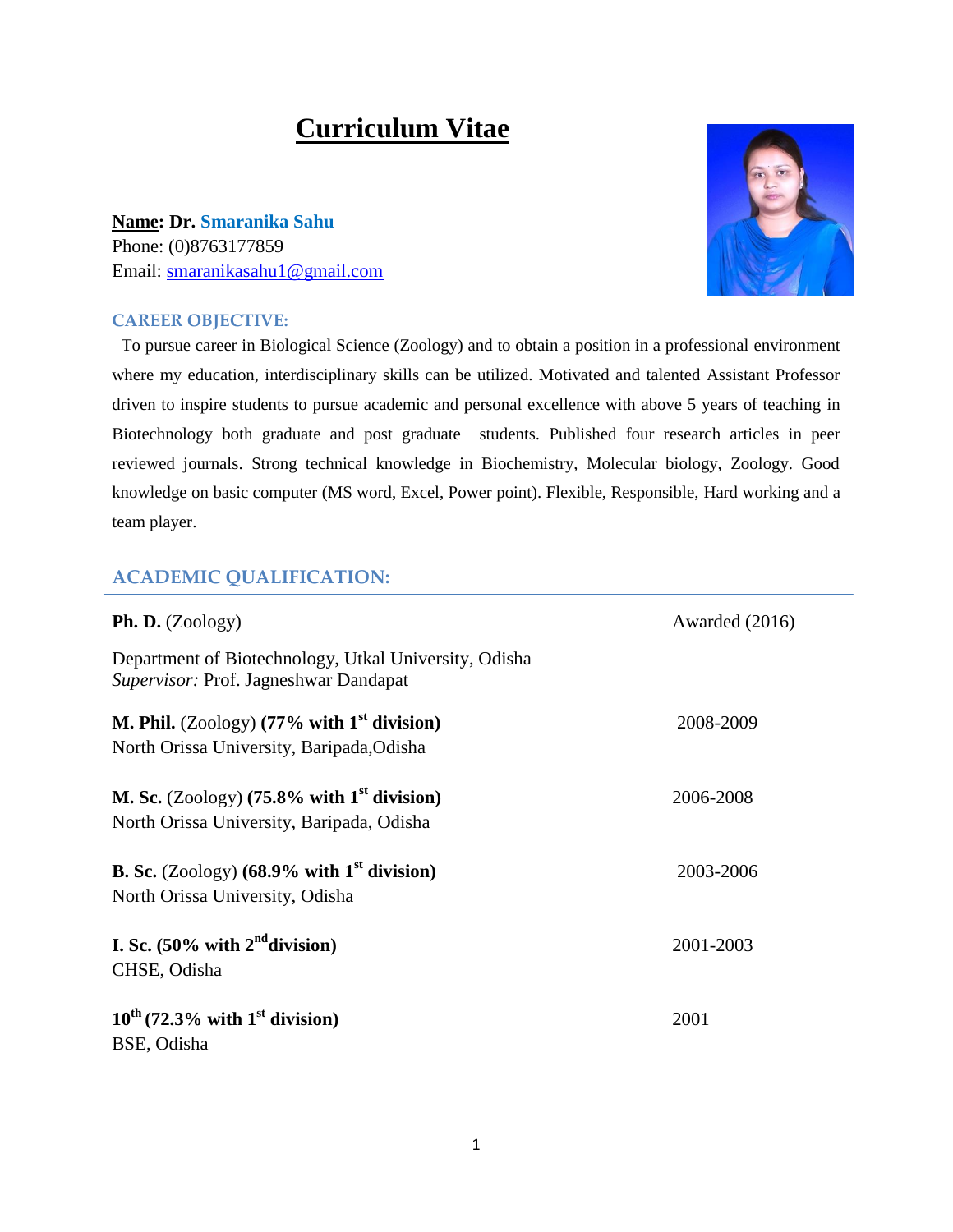# Curriculum Vitae

**Name: Dr. Smaranika Sahu**
Phone: (0)8763177859
Email: smaranikasahu1@gmail.com

## CAREER OBJECTIVE:

To pursue career in Biological Science (Zoology) and to obtain a position in a professional environment where my education, interdisciplinary skills can be utilized. Motivated and talented Assistant Professor driven to inspire students to pursue academic and personal excellence with above 5 years of teaching in Biotechnology both graduate and post graduate students. Published four research articles in peer reviewed journals. Strong technical knowledge in Biochemistry, Molecular biology, Zoology. Good knowledge on basic computer (MS word, Excel, Power point). Flexible, Responsible, Hard working and a team player.

## ACADEMIC QUALIFICATION:

**Ph. D.** (Zoology) — Awarded (2016)
Department of Biotechnology, Utkal University, Odisha
*Supervisor:* Prof. Jagneshwar Dandapat

**M. Phil.** (Zoology) **(77% with 1st division)** — 2008-2009
North Orissa University, Baripada,Odisha

**M. Sc.** (Zoology) **(75.8% with 1st division)** — 2006-2008
North Orissa University, Baripada, Odisha

**B. Sc.** (Zoology) **(68.9% with 1st division)** — 2003-2006
North Orissa University, Odisha

**I. Sc. (50% with 2nd division)** — 2001-2003
CHSE, Odisha

**10th (72.3% with 1st division)** — 2001
BSE, Odisha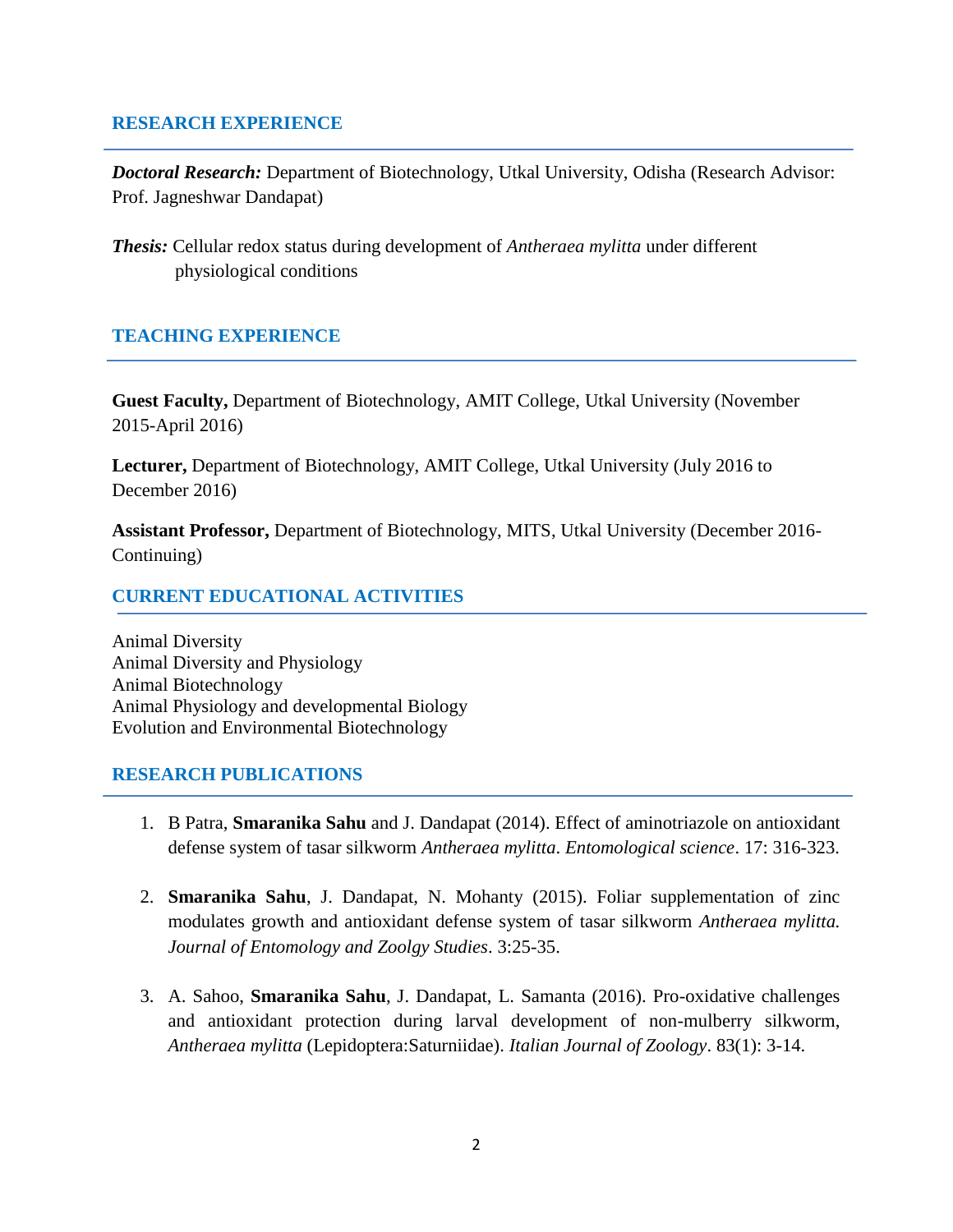## RESEARCH EXPERIENCE

***Doctoral Research:*** Department of Biotechnology, Utkal University, Odisha (Research Advisor: Prof. Jagneshwar Dandapat)

***Thesis:*** Cellular redox status during development of *Antheraea mylitta* under different physiological conditions

## TEACHING EXPERIENCE

**Guest Faculty,** Department of Biotechnology, AMIT College, Utkal University (November 2015-April 2016)

**Lecturer,** Department of Biotechnology, AMIT College, Utkal University (July 2016 to December 2016)

**Assistant Professor,** Department of Biotechnology, MITS, Utkal University (December 2016-Continuing)

## CURRENT EDUCATIONAL ACTIVITIES

Animal Diversity
Animal Diversity and Physiology
Animal Biotechnology
Animal Physiology and developmental Biology
Evolution and Environmental Biotechnology

## RESEARCH PUBLICATIONS

1. B Patra, **Smaranika Sahu** and J. Dandapat (2014). Effect of aminotriazole on antioxidant defense system of tasar silkworm *Antheraea mylitta*. *Entomological science*. 17: 316-323.

2. **Smaranika Sahu**, J. Dandapat, N. Mohanty (2015). Foliar supplementation of zinc modulates growth and antioxidant defense system of tasar silkworm *Antheraea mylitta. Journal of Entomology and Zoolgy Studies*. 3:25-35.

3. A. Sahoo, **Smaranika Sahu**, J. Dandapat, L. Samanta (2016). Pro-oxidative challenges and antioxidant protection during larval development of non-mulberry silkworm, *Antheraea mylitta* (Lepidoptera:Saturniidae). *Italian Journal of Zoology*. 83(1): 3-14.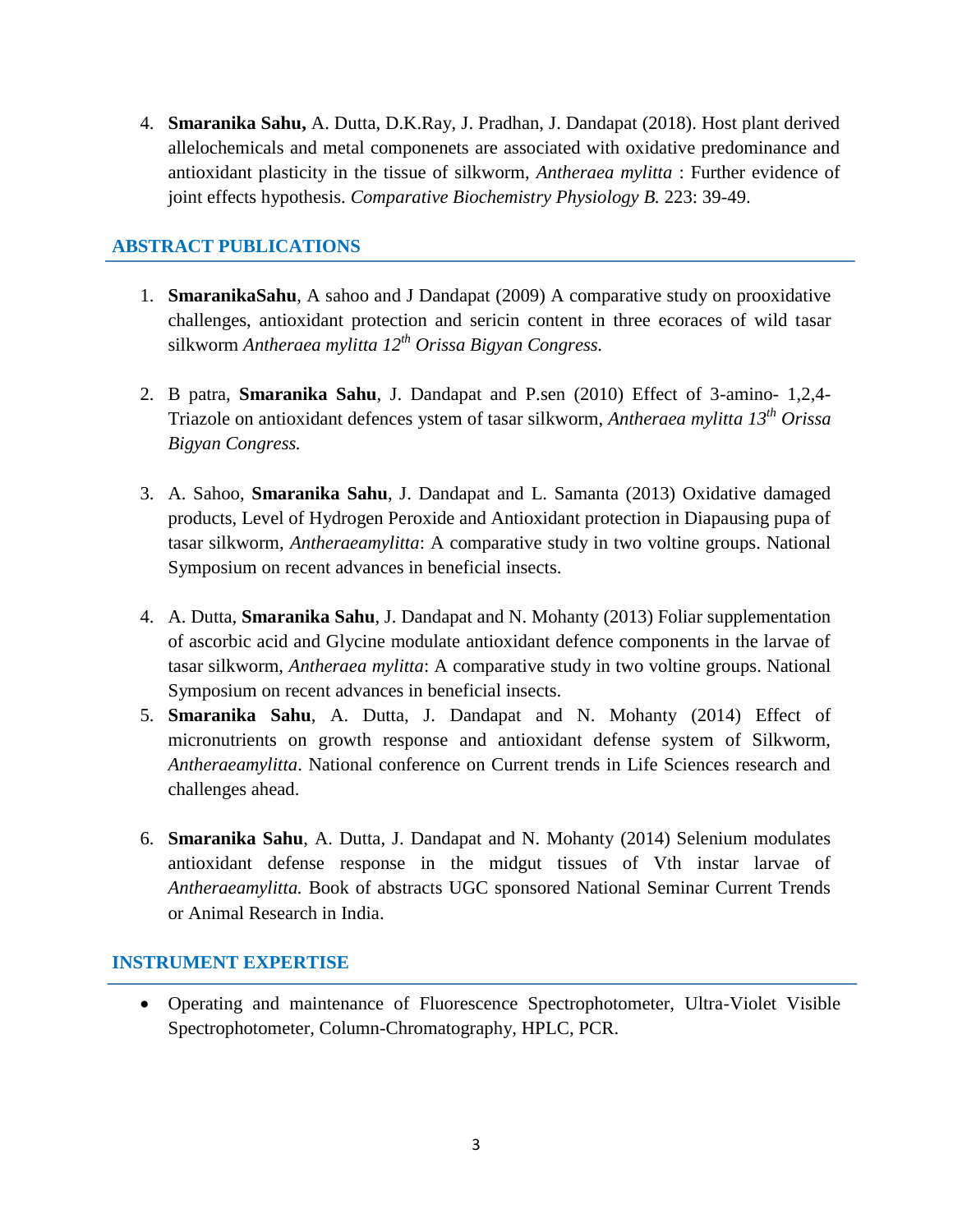4. **Smaranika Sahu,** A. Dutta, D.K.Ray, J. Pradhan, J. Dandapat (2018). Host plant derived allelochemicals and metal componenets are associated with oxidative predominance and antioxidant plasticity in the tissue of silkworm, *Antheraea mylitta* : Further evidence of joint effects hypothesis. *Comparative Biochemistry Physiology B.* 223: 39-49.

## ABSTRACT PUBLICATIONS

1. **SmaranikaSahu**, A sahoo and J Dandapat (2009) A comparative study on prooxidative challenges, antioxidant protection and sericin content in three ecoraces of wild tasar silkworm *Antheraea mylitta 12th Orissa Bigyan Congress.*

2. B patra, **Smaranika Sahu**, J. Dandapat and P.sen (2010) Effect of 3-amino- 1,2,4-Triazole on antioxidant defences ystem of tasar silkworm, *Antheraea mylitta 13th Orissa Bigyan Congress.*

3. A. Sahoo, **Smaranika Sahu**, J. Dandapat and L. Samanta (2013) Oxidative damaged products, Level of Hydrogen Peroxide and Antioxidant protection in Diapausing pupa of tasar silkworm, *Antheraeamylitta*: A comparative study in two voltine groups. National Symposium on recent advances in beneficial insects.

4. A. Dutta, **Smaranika Sahu**, J. Dandapat and N. Mohanty (2013) Foliar supplementation of ascorbic acid and Glycine modulate antioxidant defence components in the larvae of tasar silkworm, *Antheraea mylitta*: A comparative study in two voltine groups. National Symposium on recent advances in beneficial insects.
5. **Smaranika Sahu**, A. Dutta, J. Dandapat and N. Mohanty (2014) Effect of micronutrients on growth response and antioxidant defense system of Silkworm, *Antheraeamylitta*. National conference on Current trends in Life Sciences research and challenges ahead.

6. **Smaranika Sahu**, A. Dutta, J. Dandapat and N. Mohanty (2014) Selenium modulates antioxidant defense response in the midgut tissues of Vth instar larvae of *Antheraeamylitta.* Book of abstracts UGC sponsored National Seminar Current Trends or Animal Research in India.

## INSTRUMENT EXPERTISE

- Operating and maintenance of Fluorescence Spectrophotometer, Ultra-Violet Visible Spectrophotometer, Column-Chromatography, HPLC, PCR.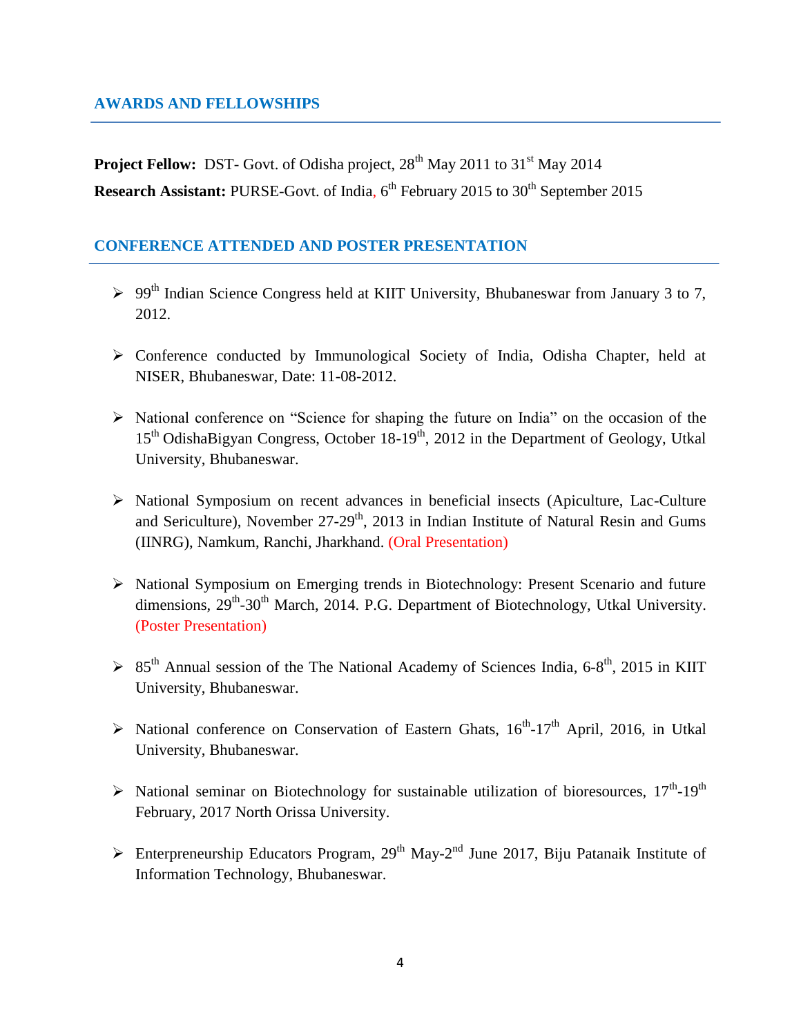## AWARDS AND FELLOWSHIPS

**Project Fellow:** DST- Govt. of Odisha project, 28$^{th}$ May 2011 to 31$^{st}$ May 2014

**Research Assistant:** PURSE-Govt. of India, 6$^{th}$ February 2015 to 30$^{th}$ September 2015

## CONFERENCE ATTENDED AND POSTER PRESENTATION

- 99$^{th}$ Indian Science Congress held at KIIT University, Bhubaneswar from January 3 to 7, 2012.
- Conference conducted by Immunological Society of India, Odisha Chapter, held at NISER, Bhubaneswar, Date: 11-08-2012.
- National conference on "Science for shaping the future on India" on the occasion of the 15$^{th}$ OdishaBigyan Congress, October 18-19$^{th}$, 2012 in the Department of Geology, Utkal University, Bhubaneswar.
- National Symposium on recent advances in beneficial insects (Apiculture, Lac-Culture and Sericulture), November 27-29$^{th}$, 2013 in Indian Institute of Natural Resin and Gums (IINRG), Namkum, Ranchi, Jharkhand. (Oral Presentation)
- National Symposium on Emerging trends in Biotechnology: Present Scenario and future dimensions, 29$^{th}$-30$^{th}$ March, 2014. P.G. Department of Biotechnology, Utkal University. (Poster Presentation)
- 85$^{th}$ Annual session of the The National Academy of Sciences India, 6-8$^{th}$, 2015 in KIIT University, Bhubaneswar.
- National conference on Conservation of Eastern Ghats, 16$^{th}$-17$^{th}$ April, 2016, in Utkal University, Bhubaneswar.
- National seminar on Biotechnology for sustainable utilization of bioresources, 17$^{th}$-19$^{th}$ February, 2017 North Orissa University.
- Enterpreneurship Educators Program, 29$^{th}$ May-2$^{nd}$ June 2017, Biju Patanaik Institute of Information Technology, Bhubaneswar.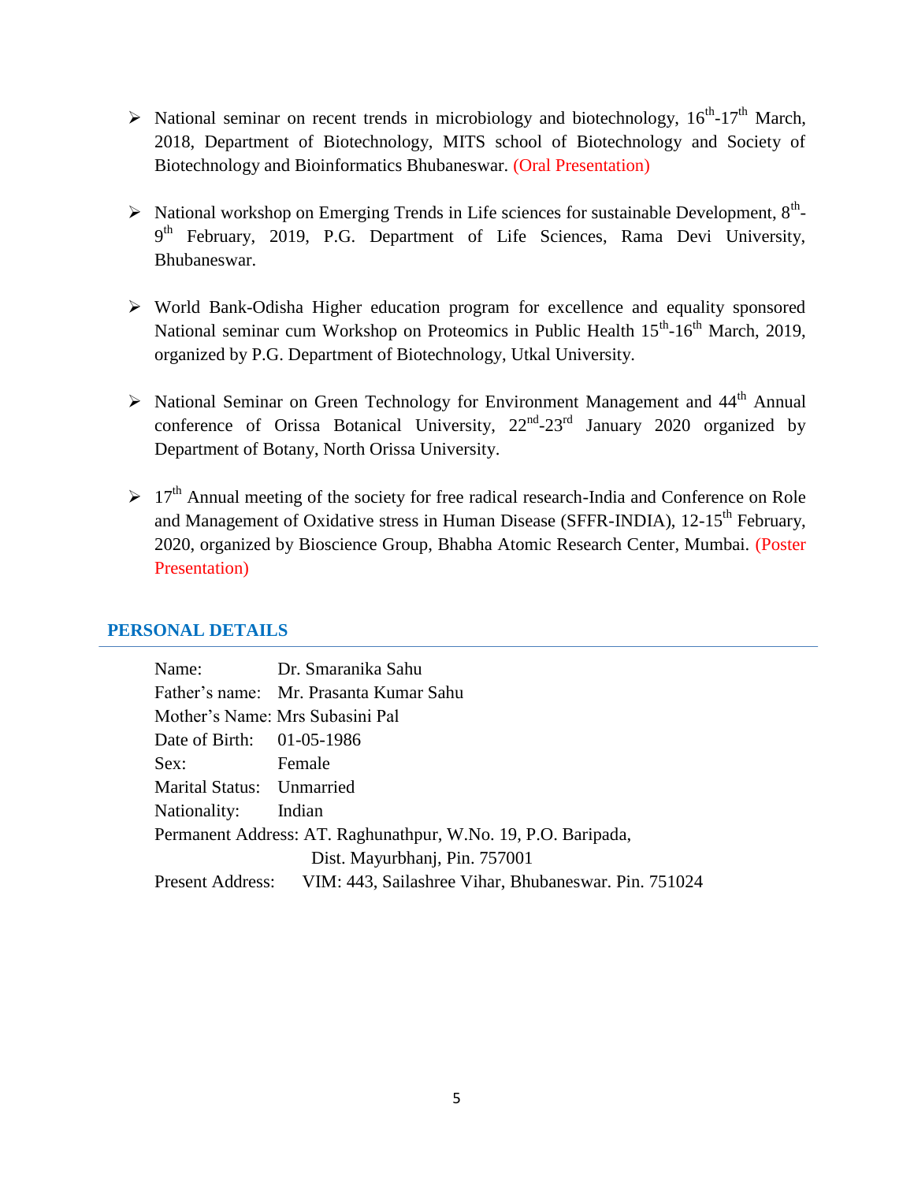- National seminar on recent trends in microbiology and biotechnology, 16th-17th March, 2018, Department of Biotechnology, MITS school of Biotechnology and Society of Biotechnology and Bioinformatics Bhubaneswar. (Oral Presentation)

- National workshop on Emerging Trends in Life sciences for sustainable Development, 8th-9th February, 2019, P.G. Department of Life Sciences, Rama Devi University, Bhubaneswar.

- World Bank-Odisha Higher education program for excellence and equality sponsored National seminar cum Workshop on Proteomics in Public Health 15th-16th March, 2019, organized by P.G. Department of Biotechnology, Utkal University.

- National Seminar on Green Technology for Environment Management and 44th Annual conference of Orissa Botanical University, 22nd-23rd January 2020 organized by Department of Botany, North Orissa University.

- 17th Annual meeting of the society for free radical research-India and Conference on Role and Management of Oxidative stress in Human Disease (SFFR-INDIA), 12-15th February, 2020, organized by Bioscience Group, Bhabha Atomic Research Center, Mumbai. (Poster Presentation)

## PERSONAL DETAILS

Name: Dr. Smaranika Sahu
Father's name: Mr. Prasanta Kumar Sahu
Mother's Name: Mrs Subasini Pal
Date of Birth: 01-05-1986
Sex: Female
Marital Status: Unmarried
Nationality: Indian
Permanent Address: AT. Raghunathpur, W.No. 19, P.O. Baripada,
Dist. Mayurbhanj, Pin. 757001
Present Address: VIM: 443, Sailashree Vihar, Bhubaneswar. Pin. 751024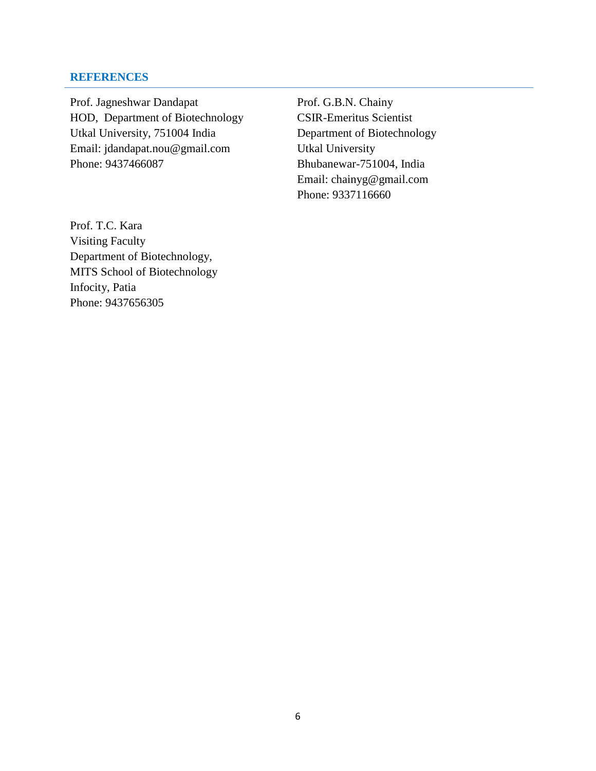## REFERENCES

Prof. Jagneshwar Dandapat
HOD, Department of Biotechnology
Utkal University, 751004 India
Email: jdandapat.nou@gmail.com
Phone: 9437466087

Prof. G.B.N. Chainy
CSIR-Emeritus Scientist
Department of Biotechnology
Utkal University
Bhubanewar-751004, India
Email: chainyg@gmail.com
Phone: 9337116660

Prof. T.C. Kara
Visiting Faculty
Department of Biotechnology,
MITS School of Biotechnology
Infocity, Patia
Phone: 9437656305